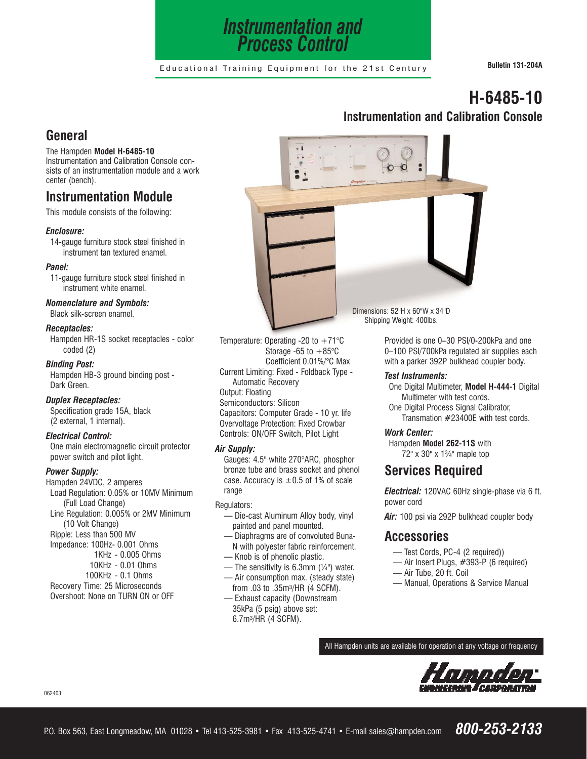# Instrumentation and Process Control

Educational Training Equipment for the 21st Century

Bulletin 131-204A

# H-6485-10

## Instrumentation and Calibration Console

## General

The Hampden **Model H-6485-10** Instrumentation and Calibration Console consists of an instrumentation module and a work center (bench).

## Instrumentation Module

This module consists of the following:

***Enclosure:***

14-gauge furniture stock steel finished in instrument tan textured enamel.

***Panel:***

11-gauge furniture stock steel finished in instrument white enamel.

***Nomenclature and Symbols:***

Black silk-screen enamel.

***Receptacles:***

Hampden HR-1S socket receptacles - color coded (2)

***Binding Post:***

Hampden HB-3 ground binding post - Dark Green.

***Duplex Receptacles:***

Specification grade 15A, black (2 external, 1 internal).

***Electrical Control:***

One main electromagnetic circuit protector power switch and pilot light.

***Power Supply:***

Hampden 24VDC, 2 amperes

Load Regulation: 0.05% or 10MV Minimum (Full Load Change)

Line Regulation: 0.005% or 2MV Minimum (10 Volt Change)

Ripple: Less than 500 MV

Impedance: 100Hz- 0.001 Ohms
1KHz - 0.005 Ohms
10KHz - 0.01 Ohms
100KHz - 0.1 Ohms

Recovery Time: 25 Microseconds

Overshoot: None on TURN ON or OFF

Dimensions: 52"H x 60"W x 34"D
Shipping Weight: 400lbs.

Temperature: Operating -20 to +71°C
Storage -65 to +85°C
Coefficient 0.01%/°C Max

Current Limiting: Fixed - Foldback Type - Automatic Recovery

Output: Floating

Semiconductors: Silicon

Capacitors: Computer Grade - 10 yr. life

Overvoltage Protection: Fixed Crowbar

Controls: ON/OFF Switch, Pilot Light

***Air Supply:***

Gauges: 4.5" white 270°ARC, phosphor bronze tube and brass socket and phenol case. Accuracy is ±0.5 of 1% of scale range

Regulators:

- — Die-cast Aluminum Alloy body, vinyl painted and panel mounted.
- — Diaphragms are of convoluted Buna-N with polyester fabric reinforcement.
- — Knob is of phenolic plastic.
- — The sensitivity is 6.3mm (1/4") water.
- — Air consumption max. (steady state) from .03 to .35m³/HR (4 SCFM).
- — Exhaust capacity (Downstream 35kPa (5 psig) above set: 6.7m³/HR (4 SCFM).

Provided is one 0–30 PSI/0-200kPa and one 0–100 PSI/700kPa regulated air supplies each with a parker 392P bulkhead coupler body.

***Test Instruments:***

One Digital Multimeter, **Model H-444-1** Digital Multimeter with test cords.

One Digital Process Signal Calibrator, Transmation #23400E with test cords.

***Work Center:***

Hampden **Model 262-11S** with 72" x 30" x 1¾" maple top

## Services Required

***Electrical:*** 120VAC 60Hz single-phase via 6 ft. power cord

***Air:*** 100 psi via 292P bulkhead coupler body

## Accessories

- — Test Cords, PC-4 (2 required))
- — Air Insert Plugs, #393-P (6 required)
- — Air Tube, 20 ft. Coil
- — Manual, Operations & Service Manual

All Hampden units are available for operation at any voltage or frequency

Hampden Engineering Corporation

062403

P.O. Box 563, East Longmeadow, MA 01028 • Tel 413-525-3981 • Fax 413-525-4741 • E-mail sales@hampden.com **800-253-2133**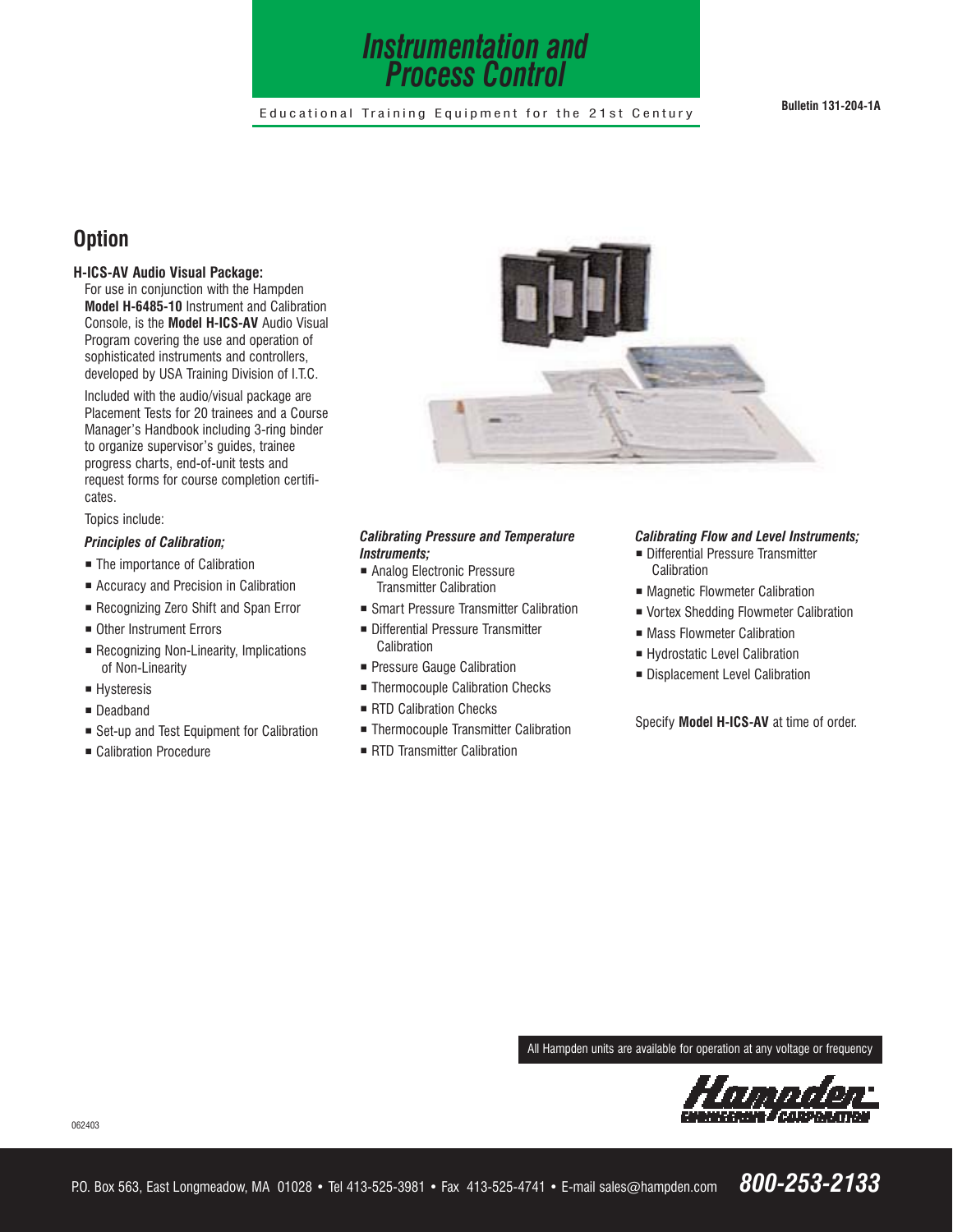## Option

**H-ICS-AV Audio Visual Package:**

For use in conjunction with the Hampden **Model H-6485-10** Instrument and Calibration Console, is the **Model H-ICS-AV** Audio Visual Program covering the use and operation of sophisticated instruments and controllers, developed by USA Training Division of I.T.C.

Included with the audio/visual package are Placement Tests for 20 trainees and a Course Manager's Handbook including 3-ring binder to organize supervisor's guides, trainee progress charts, end-of-unit tests and request forms for course completion certificates.

Topics include:

***Principles of Calibration;***

- The importance of Calibration
- Accuracy and Precision in Calibration
- Recognizing Zero Shift and Span Error
- Other Instrument Errors
- Recognizing Non-Linearity, Implications of Non-Linearity
- Hysteresis
- Deadband
- Set-up and Test Equipment for Calibration
- Calibration Procedure

***Calibrating Pressure and Temperature Instruments;***

- Analog Electronic Pressure Transmitter Calibration
- Smart Pressure Transmitter Calibration
- Differential Pressure Transmitter Calibration
- Pressure Gauge Calibration
- Thermocouple Calibration Checks
- RTD Calibration Checks
- Thermocouple Transmitter Calibration
- RTD Transmitter Calibration

***Calibrating Flow and Level Instruments;***

- Differential Pressure Transmitter Calibration
- Magnetic Flowmeter Calibration
- Vortex Shedding Flowmeter Calibration
- Mass Flowmeter Calibration
- Hydrostatic Level Calibration
- Displacement Level Calibration

Specify **Model H-ICS-AV** at time of order.

All Hampden units are available for operation at any voltage or frequency

062403

P.O. Box 563, East Longmeadow, MA 01028 • Tel 413-525-3981 • Fax 413-525-4741 • E-mail sales@hampden.com **800-253-2133**